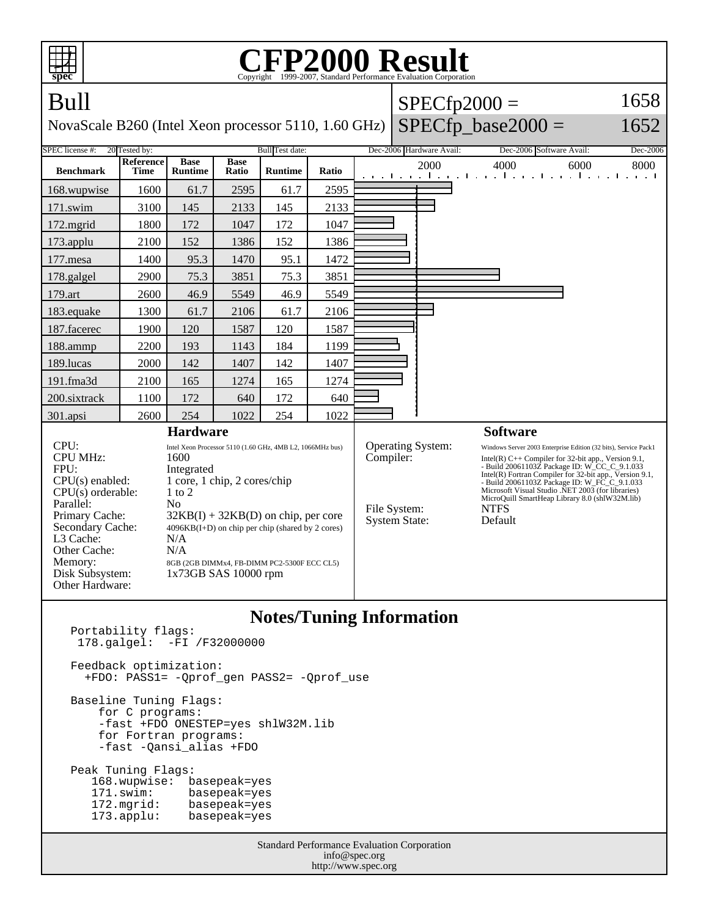# CFP2000 Result

Copyright 1999-2007, Standard Performance Evaluation Corporation

## Bull

NovaScale B260 (Intel Xeon processor 5110, 1.60 GHz)

SPECfp2000 = 1658

SPECfp_base2000 = 1652

| SPEC license #: | 20 | Tested by: | Bull | Test date: | Dec-2006 | Hardware Avail: | Dec-2006 | Software Avail: | Dec-2006 |
|---|---|---|---|---|---|---|---|---|---|

| Benchmark | Reference Time | Base Runtime | Base Ratio | Runtime | Ratio |
|---|---|---|---|---|---|
| 168.wupwise | 1600 | 61.7 | 2595 | 61.7 | 2595 |
| 171.swim | 3100 | 145 | 2133 | 145 | 2133 |
| 172.mgrid | 1800 | 172 | 1047 | 172 | 1047 |
| 173.applu | 2100 | 152 | 1386 | 152 | 1386 |
| 177.mesa | 1400 | 95.3 | 1470 | 95.1 | 1472 |
| 178.galgel | 2900 | 75.3 | 3851 | 75.3 | 3851 |
| 179.art | 2600 | 46.9 | 5549 | 46.9 | 5549 |
| 183.equake | 1300 | 61.7 | 2106 | 61.7 | 2106 |
| 187.facerec | 1900 | 120 | 1587 | 120 | 1587 |
| 188.ammp | 2200 | 193 | 1143 | 184 | 1199 |
| 189.lucas | 2000 | 142 | 1407 | 142 | 1407 |
| 191.fma3d | 2100 | 165 | 1274 | 165 | 1274 |
| 200.sixtrack | 1100 | 172 | 640 | 172 | 640 |
| 301.apsi | 2600 | 254 | 1022 | 254 | 1022 |

### Hardware

| | |
|---|---|
| CPU: | Intel Xeon Processor 5110 (1.60 GHz, 4MB L2, 1066MHz bus) |
| CPU MHz: | 1600 |
| FPU: | Integrated |
| CPU(s) enabled: | 1 core, 1 chip, 2 cores/chip |
| CPU(s) orderable: | 1 to 2 |
| Parallel: | No |
| Primary Cache: | 32KB(I) + 32KB(D) on chip, per core |
| Secondary Cache: | 4096KB(I+D) on chip per chip (shared by 2 cores) |
| L3 Cache: | N/A |
| Other Cache: | N/A |
| Memory: | 8GB (2GB DIMMx4, FB-DIMM PC2-5300F ECC CL5) |
| Disk Subsystem: | 1x73GB SAS 10000 rpm |
| Other Hardware: | |

### Software

| | |
|---|---|
| Operating System: | Windows Server 2003 Enterprise Edition (32 bits), Service Pack1 |
| Compiler: | Intel(R) C++ Compiler for 32-bit app., Version 9.1, - Build 20061103Z Package ID: W_CC_C_9.1.033<br>Intel(R) Fortran Compiler for 32-bit app., Version 9.1, - Build 20061103Z Package ID: W_FC_C_9.1.033<br>Microsoft Visual Studio .NET 2003 (for libraries)<br>MicroQuill SmartHeap Library 8.0 (shlW32M.lib) |
| File System: | NTFS |
| System State: | Default |

## Notes/Tuning Information

```
Portability flags:
 178.galgel:  -FI /F32000000

Feedback optimization:
  +FDO: PASS1= -Qprof_gen PASS2= -Qprof_use

Baseline Tuning Flags:
    for C programs:
    -fast +FDO ONESTEP=yes shlW32M.lib
    for Fortran programs:
    -fast -Qansi_alias +FDO

Peak Tuning Flags:
   168.wupwise:  basepeak=yes
   171.swim:     basepeak=yes
   172.mgrid:    basepeak=yes
   173.applu:    basepeak=yes
```

Standard Performance Evaluation Corporation
info@spec.org
http://www.spec.org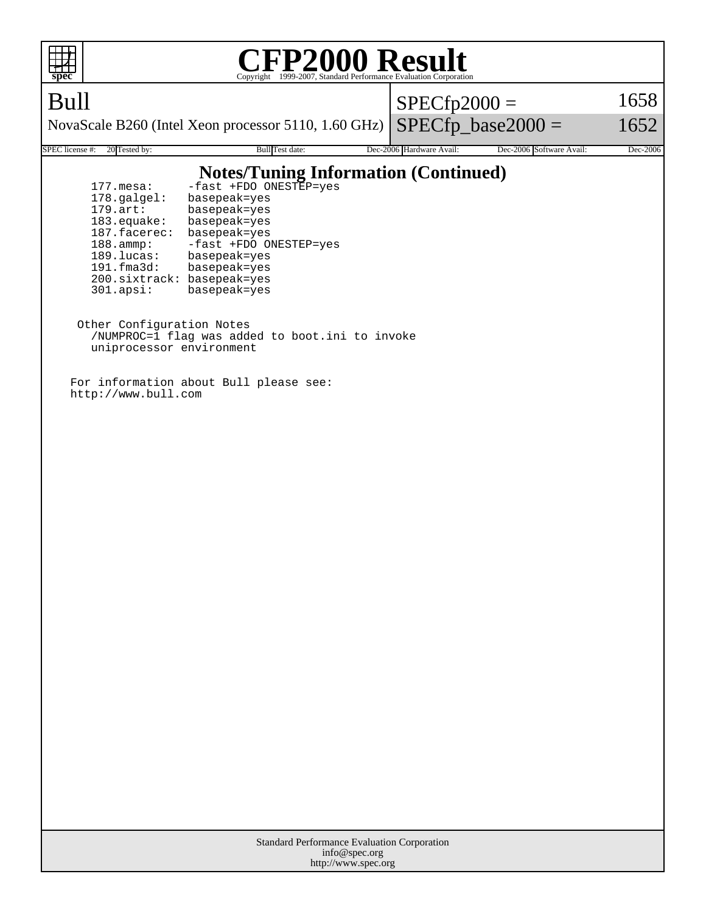# CFP2000 Result

Copyright 1999-2007, Standard Performance Evaluation Corporation

**Bull**

NovaScale B260 (Intel Xeon processor 5110, 1.60 GHz)

SPECfp2000 = 1658

SPECfp_base2000 = 1652

| SPEC license #: | 20 | Tested by: | Bull | Test date: | Dec-2006 | Hardware Avail: | Dec-2006 | Software Avail: | Dec-2006 |
|---|---|---|---|---|---|---|---|---|---|

## Notes/Tuning Information (Continued)

```
177.mesa:      -fast +FDO ONESTEP=yes
178.galgel:    basepeak=yes
179.art:       basepeak=yes
183.equake:    basepeak=yes
187.facerec:   basepeak=yes
188.ammp:      -fast +FDO ONESTEP=yes
189.lucas:     basepeak=yes
191.fma3d:     basepeak=yes
200.sixtrack:  basepeak=yes
301.apsi:      basepeak=yes


Other Configuration Notes
  /NUMPROC=1 flag was added to boot.ini to invoke
  uniprocessor environment


For information about Bull please see:
http://www.bull.com
```

Standard Performance Evaluation Corporation
info@spec.org
http://www.spec.org